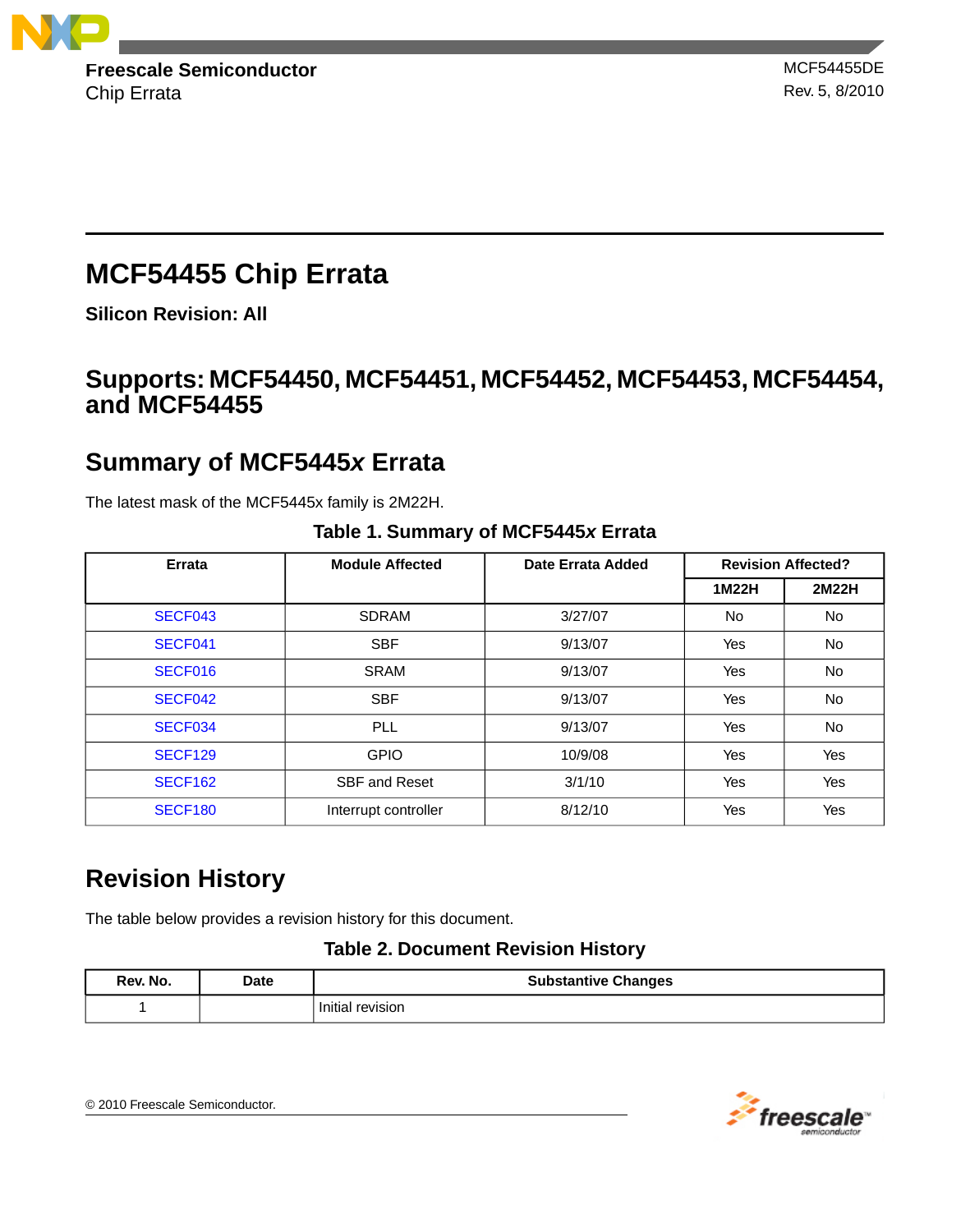**Freescale Semiconductor**
Chip Errata

MCF54455DE
Rev. 5, 8/2010

# MCF54455 Chip Errata

**Silicon Revision: All**

## Supports: MCF54450, MCF54451, MCF54452, MCF54453, MCF54454, and MCF54455

## Summary of MCF5445*x* Errata

The latest mask of the MCF5445x family is 2M22H.

**Table 1. Summary of MCF5445*x* Errata**

| Errata | Module Affected | Date Errata Added | Revision Affected? | |
|---|---|---|---|---|
| | | | **1M22H** | **2M22H** |
| SECF043 | SDRAM | 3/27/07 | No | No |
| SECF041 | SBF | 9/13/07 | Yes | No |
| SECF016 | SRAM | 9/13/07 | Yes | No |
| SECF042 | SBF | 9/13/07 | Yes | No |
| SECF034 | PLL | 9/13/07 | Yes | No |
| SECF129 | GPIO | 10/9/08 | Yes | Yes |
| SECF162 | SBF and Reset | 3/1/10 | Yes | Yes |
| SECF180 | Interrupt controller | 8/12/10 | Yes | Yes |

## Revision History

The table below provides a revision history for this document.

**Table 2. Document Revision History**

| Rev. No. | Date | Substantive Changes |
|---|---|---|
| 1 | | Initial revision |

© 2010 Freescale Semiconductor.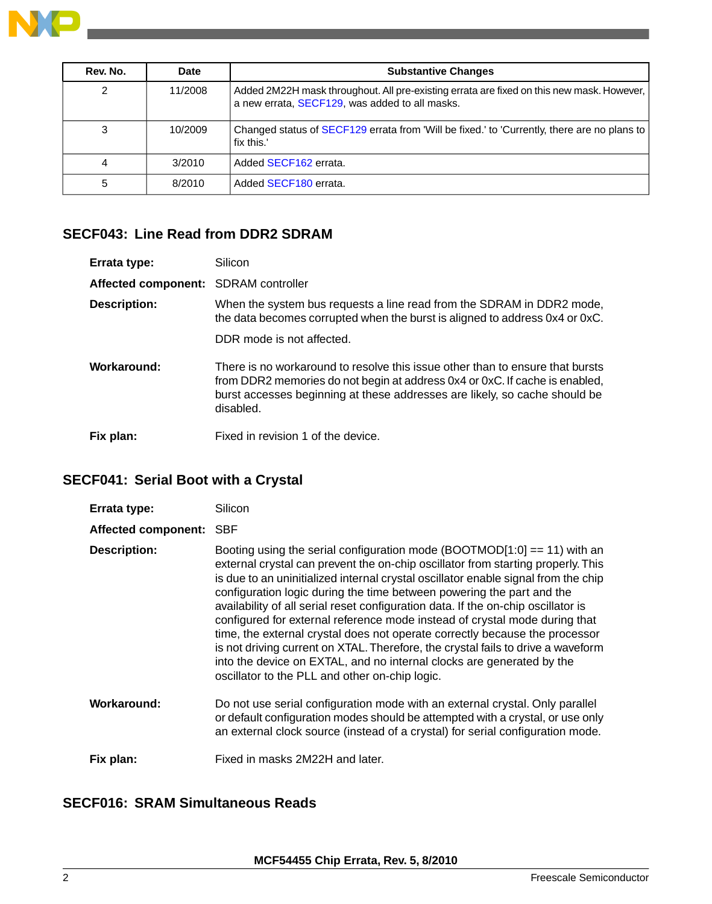| Rev. No. | Date | Substantive Changes |
|---|---|---|
| 2 | 11/2008 | Added 2M22H mask throughout. All pre-existing errata are fixed on this new mask. However, a new errata, SECF129, was added to all masks. |
| 3 | 10/2009 | Changed status of SECF129 errata from 'Will be fixed.' to 'Currently, there are no plans to fix this.' |
| 4 | 3/2010 | Added SECF162 errata. |
| 5 | 8/2010 | Added SECF180 errata. |

## SECF043: Line Read from DDR2 SDRAM

**Errata type:** Silicon

**Affected component:** SDRAM controller

**Description:** When the system bus requests a line read from the SDRAM in DDR2 mode, the data becomes corrupted when the burst is aligned to address 0x4 or 0xC.

DDR mode is not affected.

**Workaround:** There is no workaround to resolve this issue other than to ensure that bursts from DDR2 memories do not begin at address 0x4 or 0xC. If cache is enabled, burst accesses beginning at these addresses are likely, so cache should be disabled.

**Fix plan:** Fixed in revision 1 of the device.

## SECF041: Serial Boot with a Crystal

**Errata type:** Silicon

**Affected component:** SBF

**Description:** Booting using the serial configuration mode (BOOTMOD[1:0] == 11) with an external crystal can prevent the on-chip oscillator from starting properly. This is due to an uninitialized internal crystal oscillator enable signal from the chip configuration logic during the time between powering the part and the availability of all serial reset configuration data. If the on-chip oscillator is configured for external reference mode instead of crystal mode during that time, the external crystal does not operate correctly because the processor is not driving current on XTAL. Therefore, the crystal fails to drive a waveform into the device on EXTAL, and no internal clocks are generated by the oscillator to the PLL and other on-chip logic.

**Workaround:** Do not use serial configuration mode with an external crystal. Only parallel or default configuration modes should be attempted with a crystal, or use only an external clock source (instead of a crystal) for serial configuration mode.

**Fix plan:** Fixed in masks 2M22H and later.

## SECF016: SRAM Simultaneous Reads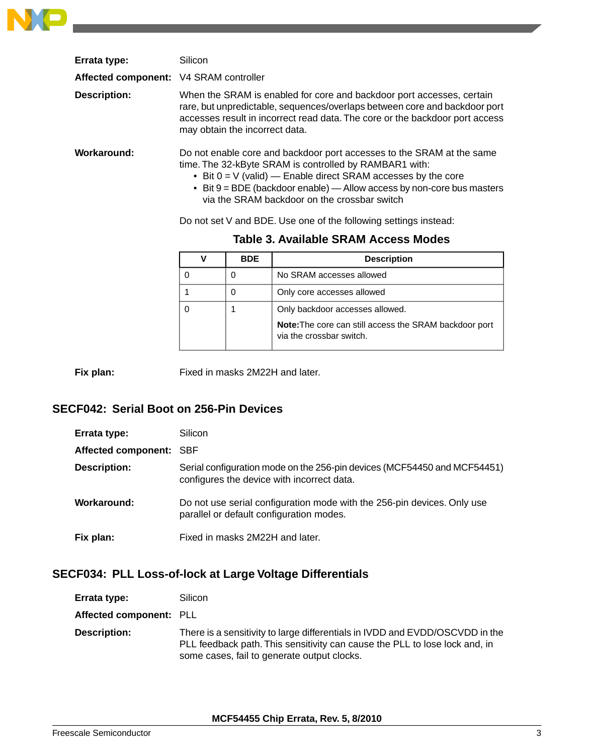**Errata type:** Silicon

**Affected component:** V4 SRAM controller

**Description:** When the SRAM is enabled for core and backdoor port accesses, certain rare, but unpredictable, sequences/overlaps between core and backdoor port accesses result in incorrect read data. The core or the backdoor port access may obtain the incorrect data.

**Workaround:** Do not enable core and backdoor port accesses to the SRAM at the same time. The 32-kByte SRAM is controlled by RAMBAR1 with:

- Bit 0 = V (valid) — Enable direct SRAM accesses by the core
- Bit 9 = BDE (backdoor enable) — Allow access by non-core bus masters via the SRAM backdoor on the crossbar switch

Do not set V and BDE. Use one of the following settings instead:

**Table 3. Available SRAM Access Modes**

| V | BDE | Description |
|---|---|---|
| 0 | 0 | No SRAM accesses allowed |
| 1 | 0 | Only core accesses allowed |
| 0 | 1 | Only backdoor accesses allowed.<br>**Note:** The core can still access the SRAM backdoor port via the crossbar switch. |

**Fix plan:** Fixed in masks 2M22H and later.

## SECF042: Serial Boot on 256-Pin Devices

**Errata type:** Silicon

**Affected component:** SBF

**Description:** Serial configuration mode on the 256-pin devices (MCF54450 and MCF54451) configures the device with incorrect data.

**Workaround:** Do not use serial configuration mode with the 256-pin devices. Only use parallel or default configuration modes.

**Fix plan:** Fixed in masks 2M22H and later.

## SECF034: PLL Loss-of-lock at Large Voltage Differentials

**Errata type:** Silicon

**Affected component:** PLL

**Description:** There is a sensitivity to large differentials in IVDD and EVDD/OSCVDD in the PLL feedback path. This sensitivity can cause the PLL to lose lock and, in some cases, fail to generate output clocks.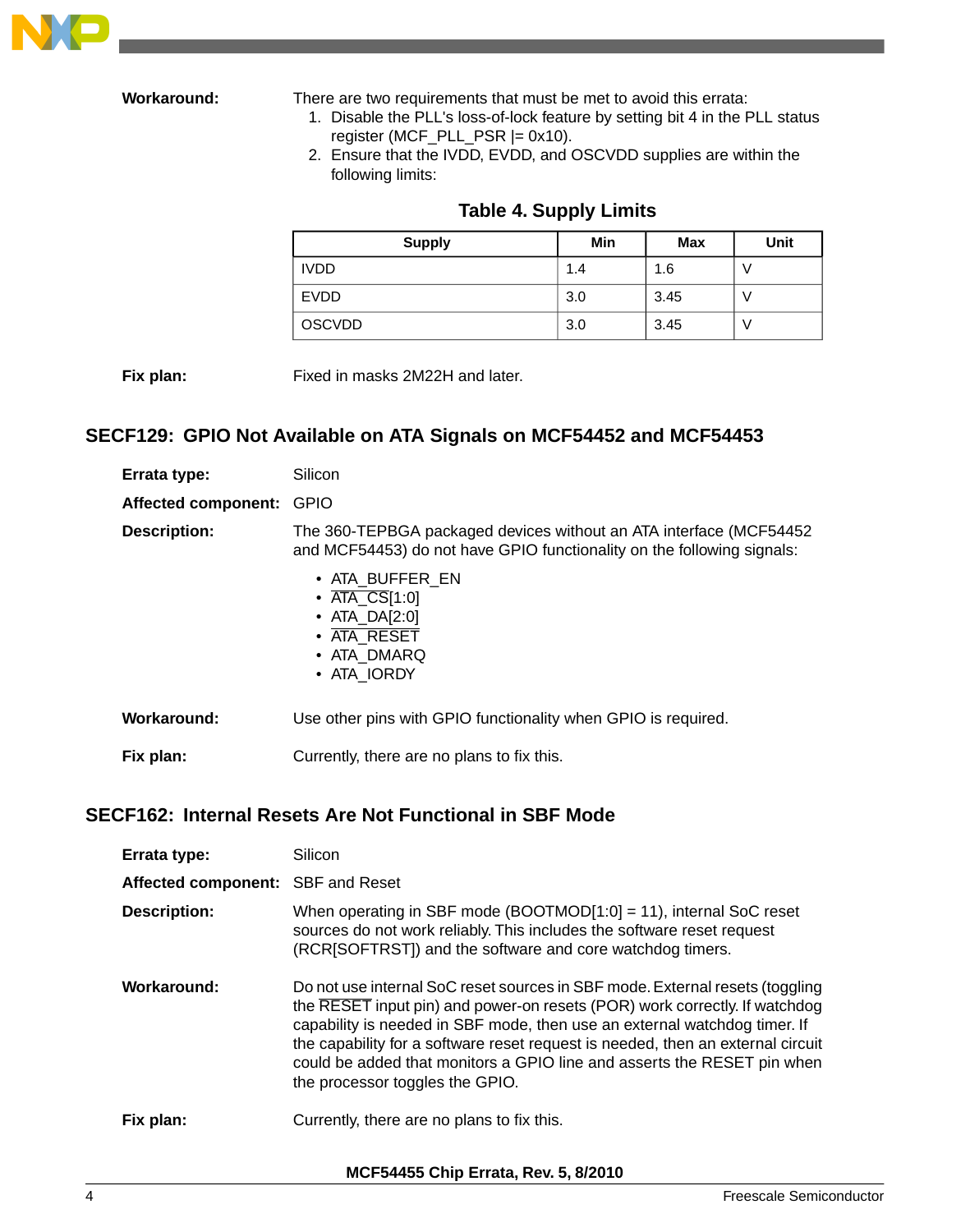**Workaround:** There are two requirements that must be met to avoid this errata:

1. Disable the PLL's loss-of-lock feature by setting bit 4 in the PLL status register (MCF_PLL_PSR |= 0x10).
2. Ensure that the IVDD, EVDD, and OSCVDD supplies are within the following limits:

**Table 4. Supply Limits**

| Supply | Min | Max | Unit |
|---|---|---|---|
| IVDD | 1.4 | 1.6 | V |
| EVDD | 3.0 | 3.45 | V |
| OSCVDD | 3.0 | 3.45 | V |

**Fix plan:** Fixed in masks 2M22H and later.

## SECF129: GPIO Not Available on ATA Signals on MCF54452 and MCF54453

**Errata type:** Silicon

**Affected component:** GPIO

**Description:** The 360-TEPBGA packaged devices without an ATA interface (MCF54452 and MCF54453) do not have GPIO functionality on the following signals:

- ATA_BUFFER_EN
- $\overline{\text{ATA\_CS}}$[1:0]
- ATA_DA[2:0]
- $\overline{\text{ATA\_RESET}}$
- ATA_DMARQ
- ATA_IORDY

**Workaround:** Use other pins with GPIO functionality when GPIO is required.

**Fix plan:** Currently, there are no plans to fix this.

## SECF162: Internal Resets Are Not Functional in SBF Mode

**Errata type:** Silicon

**Affected component:** SBF and Reset

**Description:** When operating in SBF mode (BOOTMOD[1:0] = 11), internal SoC reset sources do not work reliably. This includes the software reset request (RCR[SOFTRST]) and the software and core watchdog timers.

**Workaround:** Do not use internal SoC reset sources in SBF mode. External resets (toggling the $\overline{\text{RESET}}$ input pin) and power-on resets (POR) work correctly. If watchdog capability is needed in SBF mode, then use an external watchdog timer. If the capability for a software reset request is needed, then an external circuit could be added that monitors a GPIO line and asserts the RESET pin when the processor toggles the GPIO.

**Fix plan:** Currently, there are no plans to fix this.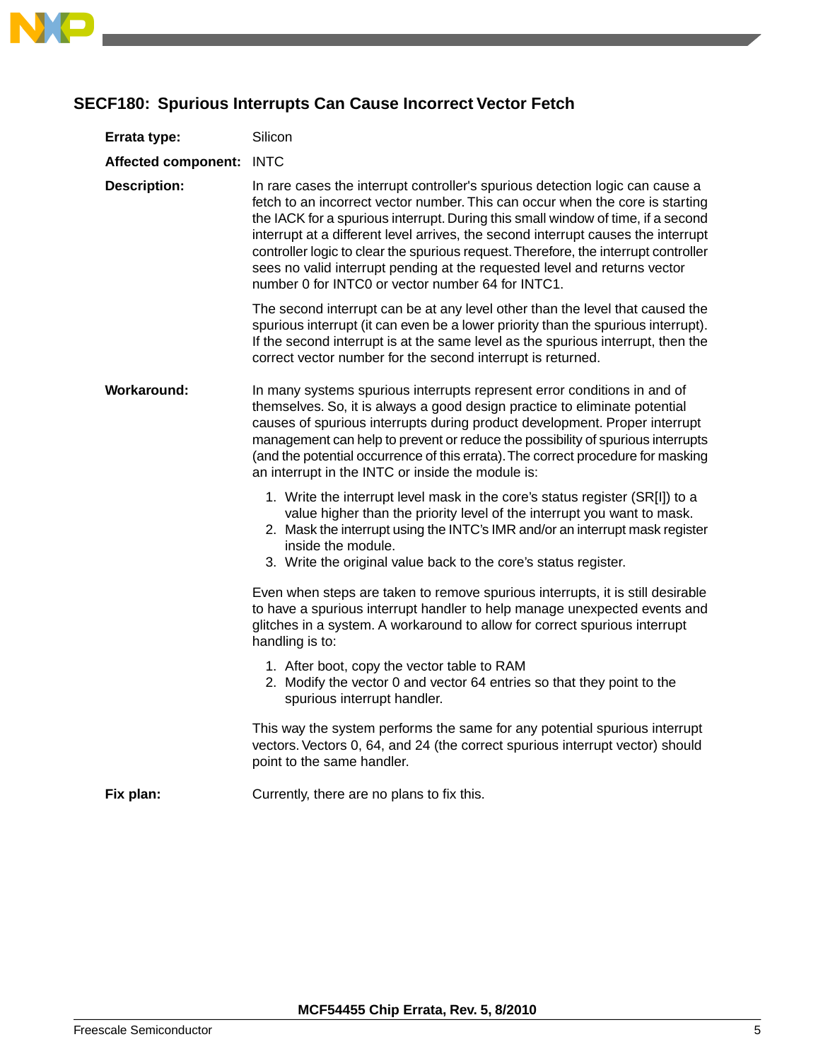## SECF180: Spurious Interrupts Can Cause Incorrect Vector Fetch

**Errata type:** Silicon

**Affected component:** INTC

**Description:** In rare cases the interrupt controller's spurious detection logic can cause a fetch to an incorrect vector number. This can occur when the core is starting the IACK for a spurious interrupt. During this small window of time, if a second interrupt at a different level arrives, the second interrupt causes the interrupt controller logic to clear the spurious request. Therefore, the interrupt controller sees no valid interrupt pending at the requested level and returns vector number 0 for INTC0 or vector number 64 for INTC1.

The second interrupt can be at any level other than the level that caused the spurious interrupt (it can even be a lower priority than the spurious interrupt). If the second interrupt is at the same level as the spurious interrupt, then the correct vector number for the second interrupt is returned.

**Workaround:** In many systems spurious interrupts represent error conditions in and of themselves. So, it is always a good design practice to eliminate potential causes of spurious interrupts during product development. Proper interrupt management can help to prevent or reduce the possibility of spurious interrupts (and the potential occurrence of this errata). The correct procedure for masking an interrupt in the INTC or inside the module is:

1. Write the interrupt level mask in the core's status register (SR[I]) to a value higher than the priority level of the interrupt you want to mask.
2. Mask the interrupt using the INTC's IMR and/or an interrupt mask register inside the module.
3. Write the original value back to the core's status register.

Even when steps are taken to remove spurious interrupts, it is still desirable to have a spurious interrupt handler to help manage unexpected events and glitches in a system. A workaround to allow for correct spurious interrupt handling is to:

1. After boot, copy the vector table to RAM
2. Modify the vector 0 and vector 64 entries so that they point to the spurious interrupt handler.

This way the system performs the same for any potential spurious interrupt vectors. Vectors 0, 64, and 24 (the correct spurious interrupt vector) should point to the same handler.

**Fix plan:** Currently, there are no plans to fix this.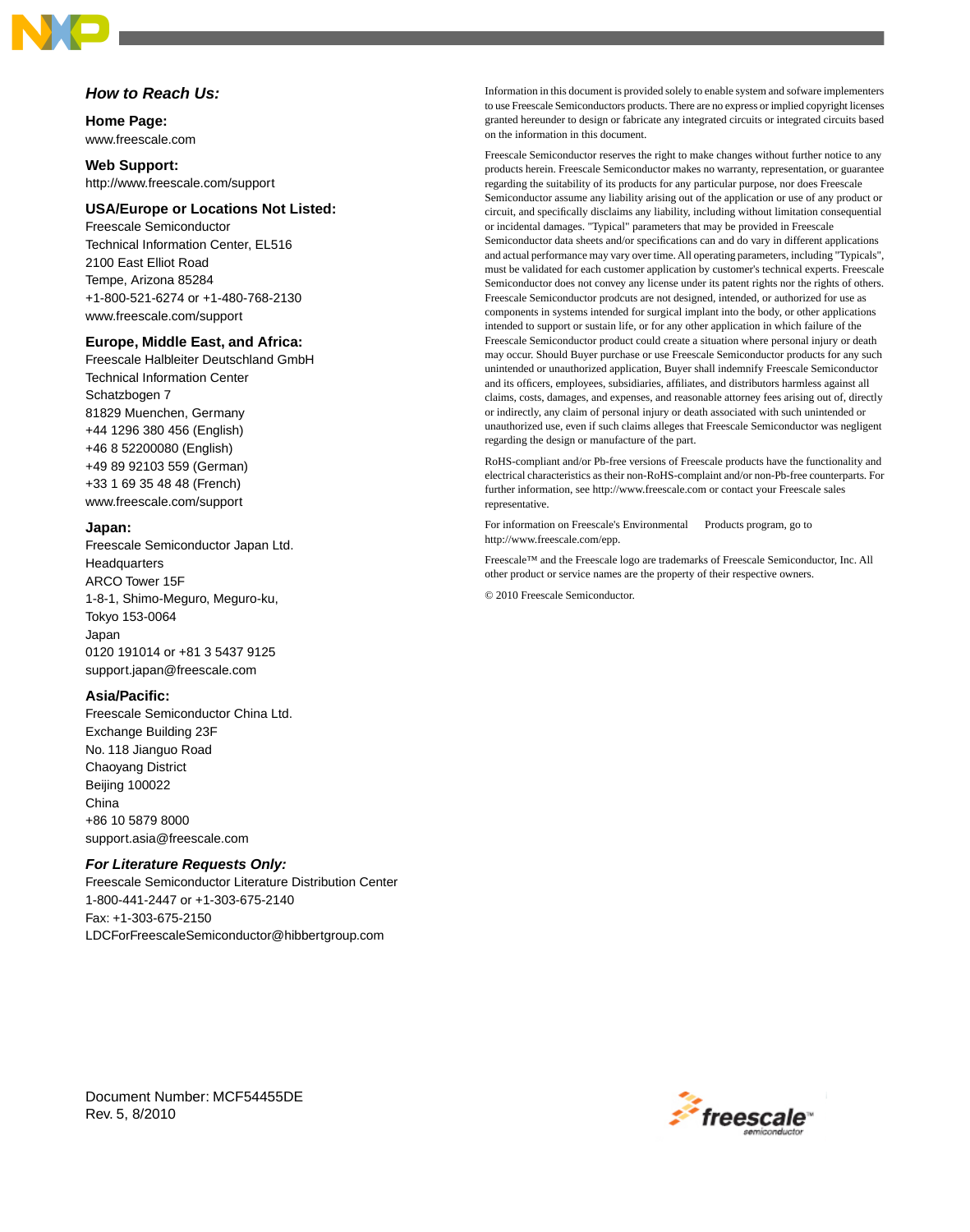***How to Reach Us:***

**Home Page:**
www.freescale.com

**Web Support:**
http://www.freescale.com/support

**USA/Europe or Locations Not Listed:**
Freescale Semiconductor
Technical Information Center, EL516
2100 East Elliot Road
Tempe, Arizona 85284
+1-800-521-6274 or +1-480-768-2130
www.freescale.com/support

**Europe, Middle East, and Africa:**
Freescale Halbleiter Deutschland GmbH
Technical Information Center
Schatzbogen 7
81829 Muenchen, Germany
+44 1296 380 456 (English)
+46 8 52200080 (English)
+49 89 92103 559 (German)
+33 1 69 35 48 48 (French)
www.freescale.com/support

**Japan:**
Freescale Semiconductor Japan Ltd.
Headquarters
ARCO Tower 15F
1-8-1, Shimo-Meguro, Meguro-ku,
Tokyo 153-0064
Japan
0120 191014 or +81 3 5437 9125
support.japan@freescale.com

**Asia/Pacific:**
Freescale Semiconductor China Ltd.
Exchange Building 23F
No. 118 Jianguo Road
Chaoyang District
Beijing 100022
China
+86 10 5879 8000
support.asia@freescale.com

***For Literature Requests Only:***
Freescale Semiconductor Literature Distribution Center
1-800-441-2447 or +1-303-675-2140
Fax: +1-303-675-2150
LDCForFreescaleSemiconductor@hibbertgroup.com

Information in this document is provided solely to enable system and sofware implementers to use Freescale Semiconductors products. There are no express or implied copyright licenses granted hereunder to design or fabricate any integrated circuits or integrated circuits based on the information in this document.

Freescale Semiconductor reserves the right to make changes without further notice to any products herein. Freescale Semiconductor makes no warranty, representation, or guarantee regarding the suitability of its products for any particular purpose, nor does Freescale Semiconductor assume any liability arising out of the application or use of any product or circuit, and specifically disclaims any liability, including without limitation consequential or incidental damages. "Typical" parameters that may be provided in Freescale Semiconductor data sheets and/or specifications can and do vary in different applications and actual performance may vary over time. All operating parameters, including "Typicals", must be validated for each customer application by customer's technical experts. Freescale Semiconductor does not convey any license under its patent rights nor the rights of others. Freescale Semiconductor prodcuts are not designed, intended, or authorized for use as components in systems intended for surgical implant into the body, or other applications intended to support or sustain life, or for any other application in which failure of the Freescale Semiconductor product could create a situation where personal injury or death may occur. Should Buyer purchase or use Freescale Semiconductor products for any such unintended or unauthorized application, Buyer shall indemnify Freescale Semiconductor and its officers, employees, subsidiaries, affiliates, and distributors harmless against all claims, costs, damages, and expenses, and reasonable attorney fees arising out of, directly or indirectly, any claim of personal injury or death associated with such unintended or unauthorized use, even if such claims alleges that Freescale Semiconductor was negligent regarding the design or manufacture of the part.

RoHS-compliant and/or Pb-free versions of Freescale products have the functionality and electrical characteristics as their non-RoHS-complaint and/or non-Pb-free counterparts. For further information, see http://www.freescale.com or contact your Freescale sales representative.

For information on Freescale's Environmental Products program, go to http://www.freescale.com/epp.

Freescale™ and the Freescale logo are trademarks of Freescale Semiconductor, Inc. All other product or service names are the property of their respective owners.

© 2010 Freescale Semiconductor.

Document Number: MCF54455DE
Rev. 5, 8/2010